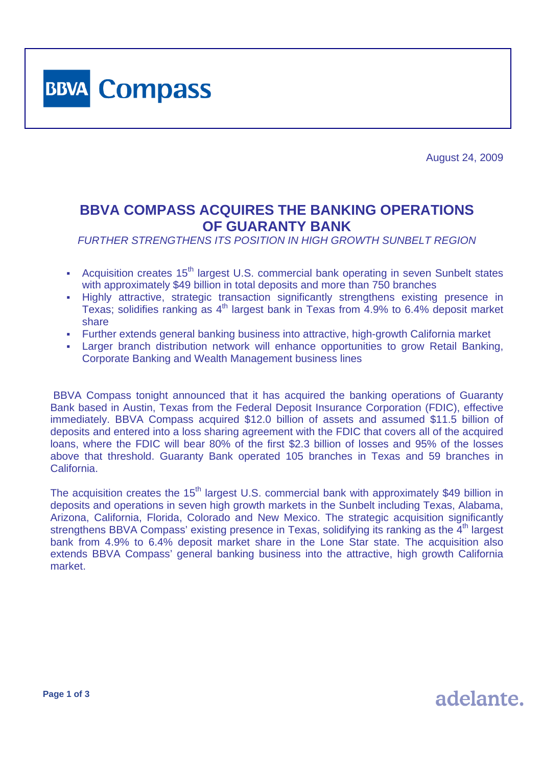BBVA Compass

August 24, 2009

# BBVA COMPASS ACQUIRES THE BANKING OPERATIONS OF GUARANTY BANK

*FURTHER STRENGTHENS ITS POSITION IN HIGH GROWTH SUNBELT REGION*

- Acquisition creates 15th largest U.S. commercial bank operating in seven Sunbelt states with approximately $49 billion in total deposits and more than 750 branches
- Highly attractive, strategic transaction significantly strengthens existing presence in Texas; solidifies ranking as 4th largest bank in Texas from 4.9% to 6.4% deposit market share
- Further extends general banking business into attractive, high-growth California market
- Larger branch distribution network will enhance opportunities to grow Retail Banking, Corporate Banking and Wealth Management business lines

BBVA Compass tonight announced that it has acquired the banking operations of Guaranty Bank based in Austin, Texas from the Federal Deposit Insurance Corporation (FDIC), effective immediately. BBVA Compass acquired $12.0 billion of assets and assumed $11.5 billion of deposits and entered into a loss sharing agreement with the FDIC that covers all of the acquired loans, where the FDIC will bear 80% of the first $2.3 billion of losses and 95% of the losses above that threshold. Guaranty Bank operated 105 branches in Texas and 59 branches in California.

The acquisition creates the 15th largest U.S. commercial bank with approximately $49 billion in deposits and operations in seven high growth markets in the Sunbelt including Texas, Alabama, Arizona, California, Florida, Colorado and New Mexico. The strategic acquisition significantly strengthens BBVA Compass' existing presence in Texas, solidifying its ranking as the 4th largest bank from 4.9% to 6.4% deposit market share in the Lone Star state. The acquisition also extends BBVA Compass' general banking business into the attractive, high growth California market.

adelante.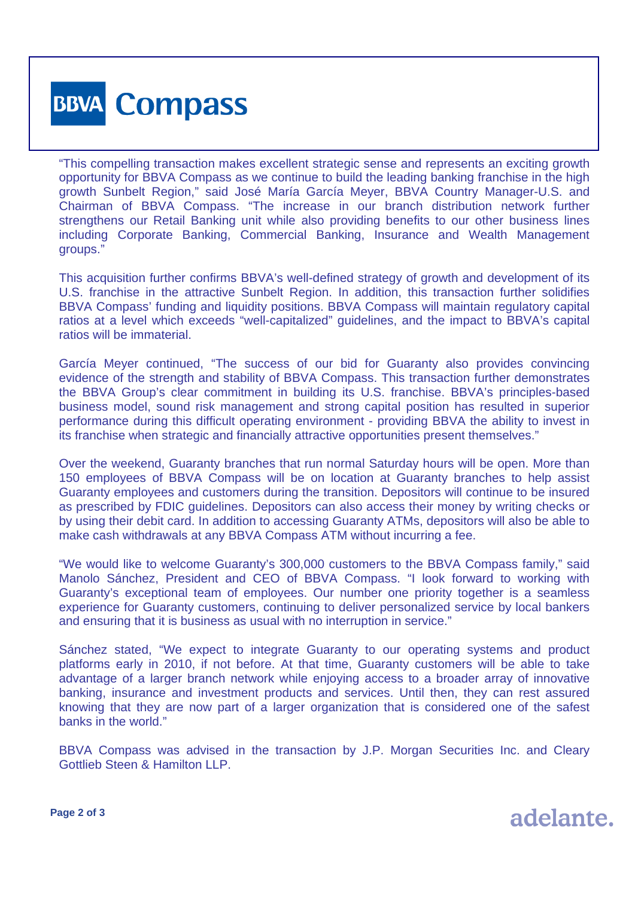"This compelling transaction makes excellent strategic sense and represents an exciting growth opportunity for BBVA Compass as we continue to build the leading banking franchise in the high growth Sunbelt Region," said José María García Meyer, BBVA Country Manager-U.S. and Chairman of BBVA Compass. "The increase in our branch distribution network further strengthens our Retail Banking unit while also providing benefits to our other business lines including Corporate Banking, Commercial Banking, Insurance and Wealth Management groups."

This acquisition further confirms BBVA's well-defined strategy of growth and development of its U.S. franchise in the attractive Sunbelt Region. In addition, this transaction further solidifies BBVA Compass' funding and liquidity positions. BBVA Compass will maintain regulatory capital ratios at a level which exceeds "well-capitalized" guidelines, and the impact to BBVA's capital ratios will be immaterial.

García Meyer continued, "The success of our bid for Guaranty also provides convincing evidence of the strength and stability of BBVA Compass. This transaction further demonstrates the BBVA Group's clear commitment in building its U.S. franchise. BBVA's principles-based business model, sound risk management and strong capital position has resulted in superior performance during this difficult operating environment - providing BBVA the ability to invest in its franchise when strategic and financially attractive opportunities present themselves."

Over the weekend, Guaranty branches that run normal Saturday hours will be open. More than 150 employees of BBVA Compass will be on location at Guaranty branches to help assist Guaranty employees and customers during the transition. Depositors will continue to be insured as prescribed by FDIC guidelines. Depositors can also access their money by writing checks or by using their debit card. In addition to accessing Guaranty ATMs, depositors will also be able to make cash withdrawals at any BBVA Compass ATM without incurring a fee.

"We would like to welcome Guaranty's 300,000 customers to the BBVA Compass family," said Manolo Sánchez, President and CEO of BBVA Compass. "I look forward to working with Guaranty's exceptional team of employees. Our number one priority together is a seamless experience for Guaranty customers, continuing to deliver personalized service by local bankers and ensuring that it is business as usual with no interruption in service."

Sánchez stated, "We expect to integrate Guaranty to our operating systems and product platforms early in 2010, if not before. At that time, Guaranty customers will be able to take advantage of a larger branch network while enjoying access to a broader array of innovative banking, insurance and investment products and services. Until then, they can rest assured knowing that they are now part of a larger organization that is considered one of the safest banks in the world."

BBVA Compass was advised in the transaction by J.P. Morgan Securities Inc. and Cleary Gottlieb Steen & Hamilton LLP.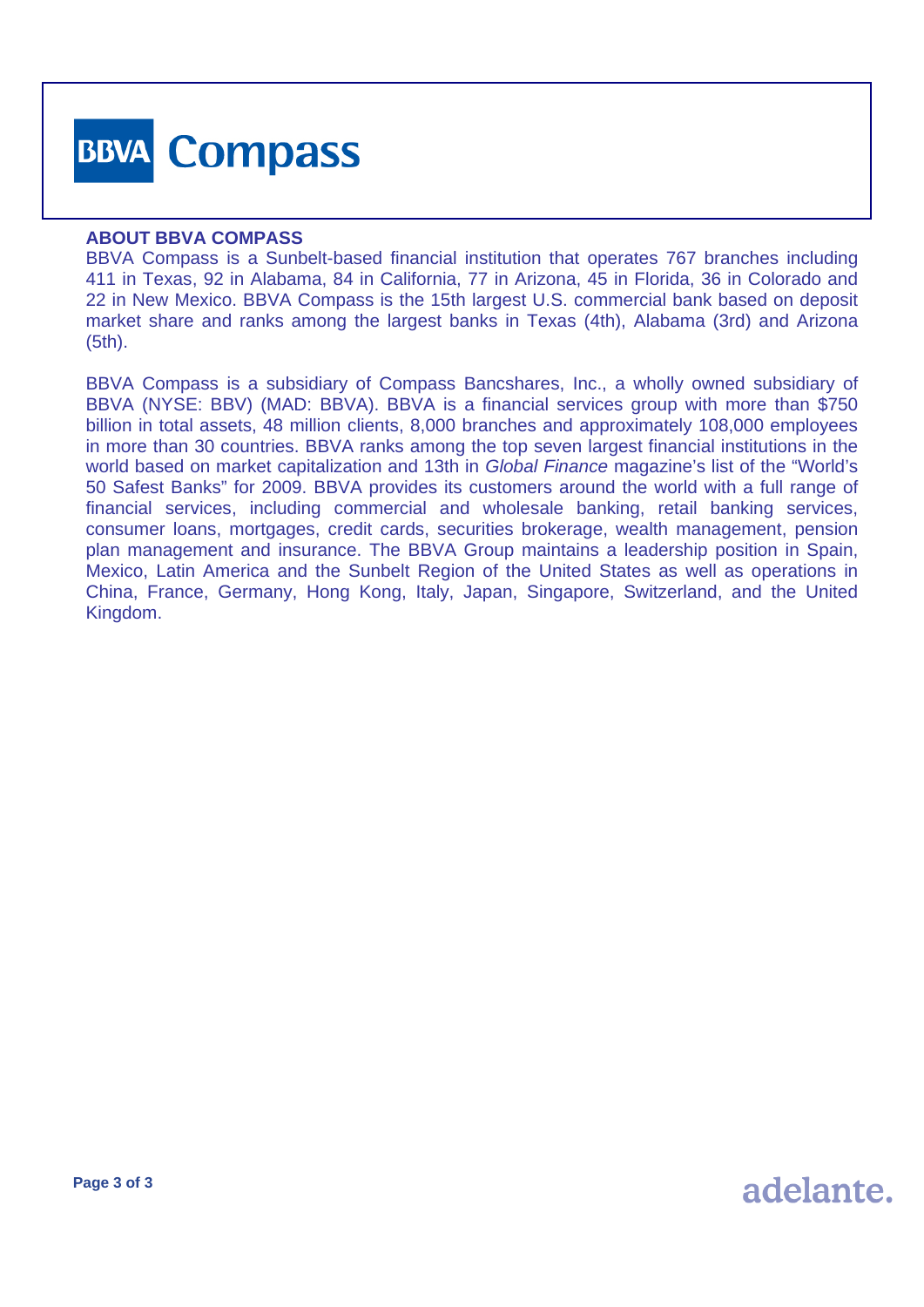BBVA Compass

## ABOUT BBVA COMPASS

BBVA Compass is a Sunbelt-based financial institution that operates 767 branches including 411 in Texas, 92 in Alabama, 84 in California, 77 in Arizona, 45 in Florida, 36 in Colorado and 22 in New Mexico. BBVA Compass is the 15th largest U.S. commercial bank based on deposit market share and ranks among the largest banks in Texas (4th), Alabama (3rd) and Arizona (5th).

BBVA Compass is a subsidiary of Compass Bancshares, Inc., a wholly owned subsidiary of BBVA (NYSE: BBV) (MAD: BBVA). BBVA is a financial services group with more than $750 billion in total assets, 48 million clients, 8,000 branches and approximately 108,000 employees in more than 30 countries. BBVA ranks among the top seven largest financial institutions in the world based on market capitalization and 13th in *Global Finance* magazine's list of the "World's 50 Safest Banks" for 2009. BBVA provides its customers around the world with a full range of financial services, including commercial and wholesale banking, retail banking services, consumer loans, mortgages, credit cards, securities brokerage, wealth management, pension plan management and insurance. The BBVA Group maintains a leadership position in Spain, Mexico, Latin America and the Sunbelt Region of the United States as well as operations in China, France, Germany, Hong Kong, Italy, Japan, Singapore, Switzerland, and the United Kingdom.

adelante.